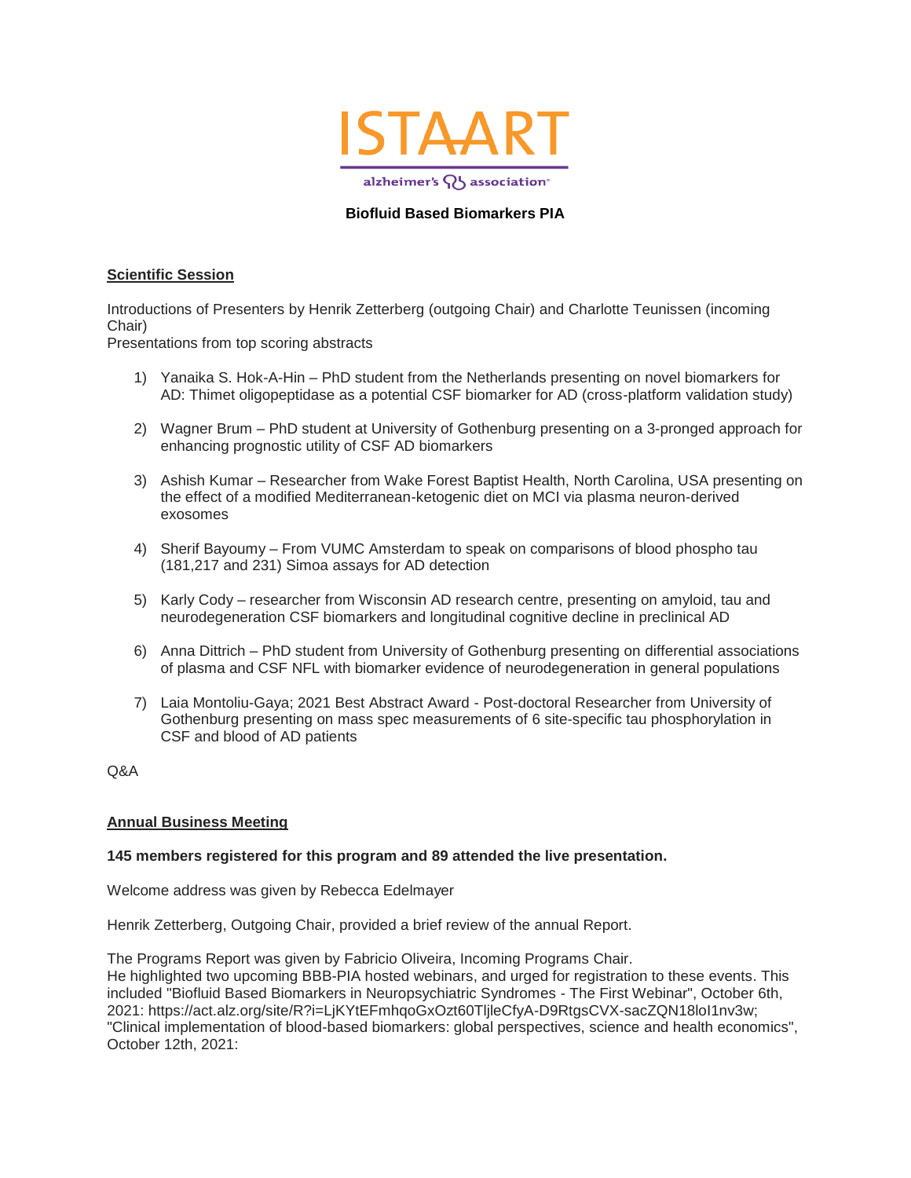**ISTAART**

alzheimer's association

**Biofluid Based Biomarkers PIA**

## Scientific Session

Introductions of Presenters by Henrik Zetterberg (outgoing Chair) and Charlotte Teunissen (incoming Chair)
Presentations from top scoring abstracts

1) Yanaika S. Hok-A-Hin – PhD student from the Netherlands presenting on novel biomarkers for AD: Thimet oligopeptidase as a potential CSF biomarker for AD (cross-platform validation study)

2) Wagner Brum – PhD student at University of Gothenburg presenting on a 3-pronged approach for enhancing prognostic utility of CSF AD biomarkers

3) Ashish Kumar – Researcher from Wake Forest Baptist Health, North Carolina, USA presenting on the effect of a modified Mediterranean-ketogenic diet on MCI via plasma neuron-derived exosomes

4) Sherif Bayoumy – From VUMC Amsterdam to speak on comparisons of blood phospho tau (181,217 and 231) Simoa assays for AD detection

5) Karly Cody – researcher from Wisconsin AD research centre, presenting on amyloid, tau and neurodegeneration CSF biomarkers and longitudinal cognitive decline in preclinical AD

6) Anna Dittrich – PhD student from University of Gothenburg presenting on differential associations of plasma and CSF NFL with biomarker evidence of neurodegeneration in general populations

7) Laia Montoliu-Gaya; 2021 Best Abstract Award - Post-doctoral Researcher from University of Gothenburg presenting on mass spec measurements of 6 site-specific tau phosphorylation in CSF and blood of AD patients

Q&A

## Annual Business Meeting

**145 members registered for this program and 89 attended the live presentation.**

Welcome address was given by Rebecca Edelmayer

Henrik Zetterberg, Outgoing Chair, provided a brief review of the annual Report.

The Programs Report was given by Fabricio Oliveira, Incoming Programs Chair.
He highlighted two upcoming BBB-PIA hosted webinars, and urged for registration to these events. This included "Biofluid Based Biomarkers in Neuropsychiatric Syndromes - The First Webinar", October 6th, 2021: https://act.alz.org/site/R?i=LjKYtEFmhqoGxOzt60TljleCfyA-D9RtgsCVX-sacZQN18loI1nv3w; "Clinical implementation of blood-based biomarkers: global perspectives, science and health economics", October 12th, 2021: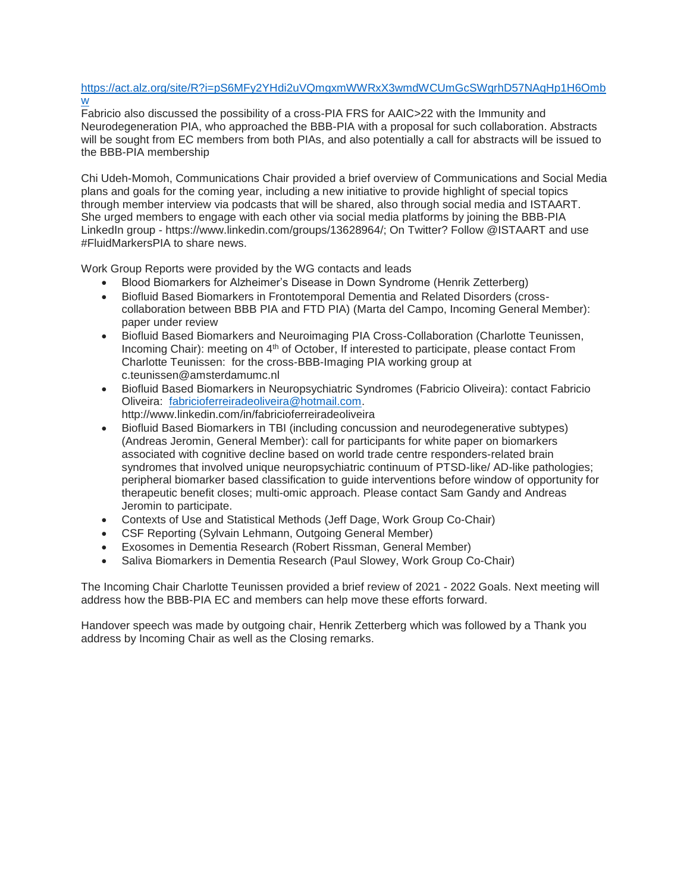https://act.alz.org/site/R?i=pS6MFy2YHdi2uVQmgxmWWRxX3wmdWCUmGcSWgrhD57NAqHp1H6Ombw

Fabricio also discussed the possibility of a cross-PIA FRS for AAIC>22 with the Immunity and Neurodegeneration PIA, who approached the BBB-PIA with a proposal for such collaboration. Abstracts will be sought from EC members from both PIAs, and also potentially a call for abstracts will be issued to the BBB-PIA membership

Chi Udeh-Momoh, Communications Chair provided a brief overview of Communications and Social Media plans and goals for the coming year, including a new initiative to provide highlight of special topics through member interview via podcasts that will be shared, also through social media and ISTAART. She urged members to engage with each other via social media platforms by joining the BBB-PIA LinkedIn group - https://www.linkedin.com/groups/13628964/; On Twitter? Follow @ISTAART and use #FluidMarkersPIA to share news.

Work Group Reports were provided by the WG contacts and leads

- Blood Biomarkers for Alzheimer's Disease in Down Syndrome (Henrik Zetterberg)
- Biofluid Based Biomarkers in Frontotemporal Dementia and Related Disorders (cross-collaboration between BBB PIA and FTD PIA) (Marta del Campo, Incoming General Member): paper under review
- Biofluid Based Biomarkers and Neuroimaging PIA Cross-Collaboration (Charlotte Teunissen, Incoming Chair): meeting on 4th of October, If interested to participate, please contact From Charlotte Teunissen: for the cross-BBB-Imaging PIA working group at c.teunissen@amsterdamumc.nl
- Biofluid Based Biomarkers in Neuropsychiatric Syndromes (Fabricio Oliveira): contact Fabricio Oliveira: fabricioferreiradeoliveira@hotmail.com. http://www.linkedin.com/in/fabricioferreiradeoliveira
- Biofluid Based Biomarkers in TBI (including concussion and neurodegenerative subtypes) (Andreas Jeromin, General Member): call for participants for white paper on biomarkers associated with cognitive decline based on world trade centre responders-related brain syndromes that involved unique neuropsychiatric continuum of PTSD-like/ AD-like pathologies; peripheral biomarker based classification to guide interventions before window of opportunity for therapeutic benefit closes; multi-omic approach. Please contact Sam Gandy and Andreas Jeromin to participate.
- Contexts of Use and Statistical Methods (Jeff Dage, Work Group Co-Chair)
- CSF Reporting (Sylvain Lehmann, Outgoing General Member)
- Exosomes in Dementia Research (Robert Rissman, General Member)
- Saliva Biomarkers in Dementia Research (Paul Slowey, Work Group Co-Chair)

The Incoming Chair Charlotte Teunissen provided a brief review of 2021 - 2022 Goals. Next meeting will address how the BBB-PIA EC and members can help move these efforts forward.

Handover speech was made by outgoing chair, Henrik Zetterberg which was followed by a Thank you address by Incoming Chair as well as the Closing remarks.